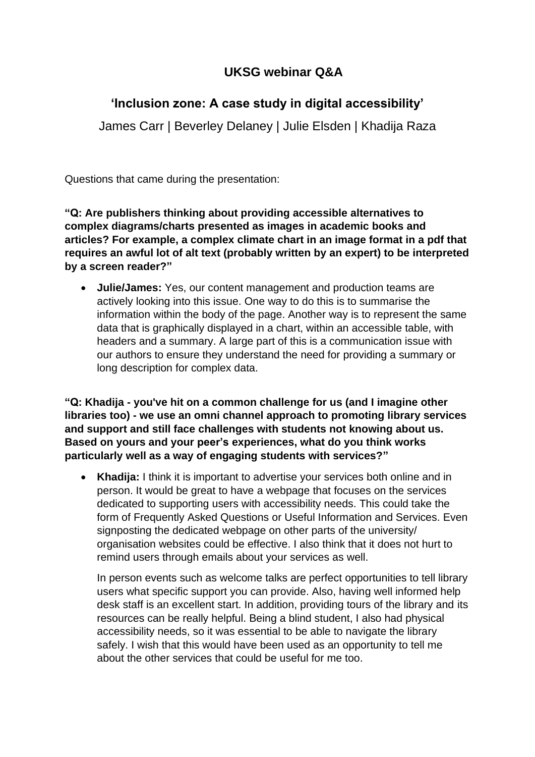# UKSG webinar Q&A

## 'Inclusion zone: A case study in digital accessibility'

James Carr | Beverley Delaney | Julie Elsden | Khadija Raza

Questions that came during the presentation:

**"Q: Are publishers thinking about providing accessible alternatives to complex diagrams/charts presented as images in academic books and articles? For example, a complex climate chart in an image format in a pdf that requires an awful lot of alt text (probably written by an expert) to be interpreted by a screen reader?"**

- **Julie/James:** Yes, our content management and production teams are actively looking into this issue. One way to do this is to summarise the information within the body of the page. Another way is to represent the same data that is graphically displayed in a chart, within an accessible table, with headers and a summary. A large part of this is a communication issue with our authors to ensure they understand the need for providing a summary or long description for complex data.

**"Q: Khadija - you've hit on a common challenge for us (and I imagine other libraries too) - we use an omni channel approach to promoting library services and support and still face challenges with students not knowing about us. Based on yours and your peer's experiences, what do you think works particularly well as a way of engaging students with services?"**

- **Khadija:** I think it is important to advertise your services both online and in person. It would be great to have a webpage that focuses on the services dedicated to supporting users with accessibility needs. This could take the form of Frequently Asked Questions or Useful Information and Services. Even signposting the dedicated webpage on other parts of the university/ organisation websites could be effective. I also think that it does not hurt to remind users through emails about your services as well.

  In person events such as welcome talks are perfect opportunities to tell library users what specific support you can provide. Also, having well informed help desk staff is an excellent start. In addition, providing tours of the library and its resources can be really helpful. Being a blind student, I also had physical accessibility needs, so it was essential to be able to navigate the library safely. I wish that this would have been used as an opportunity to tell me about the other services that could be useful for me too.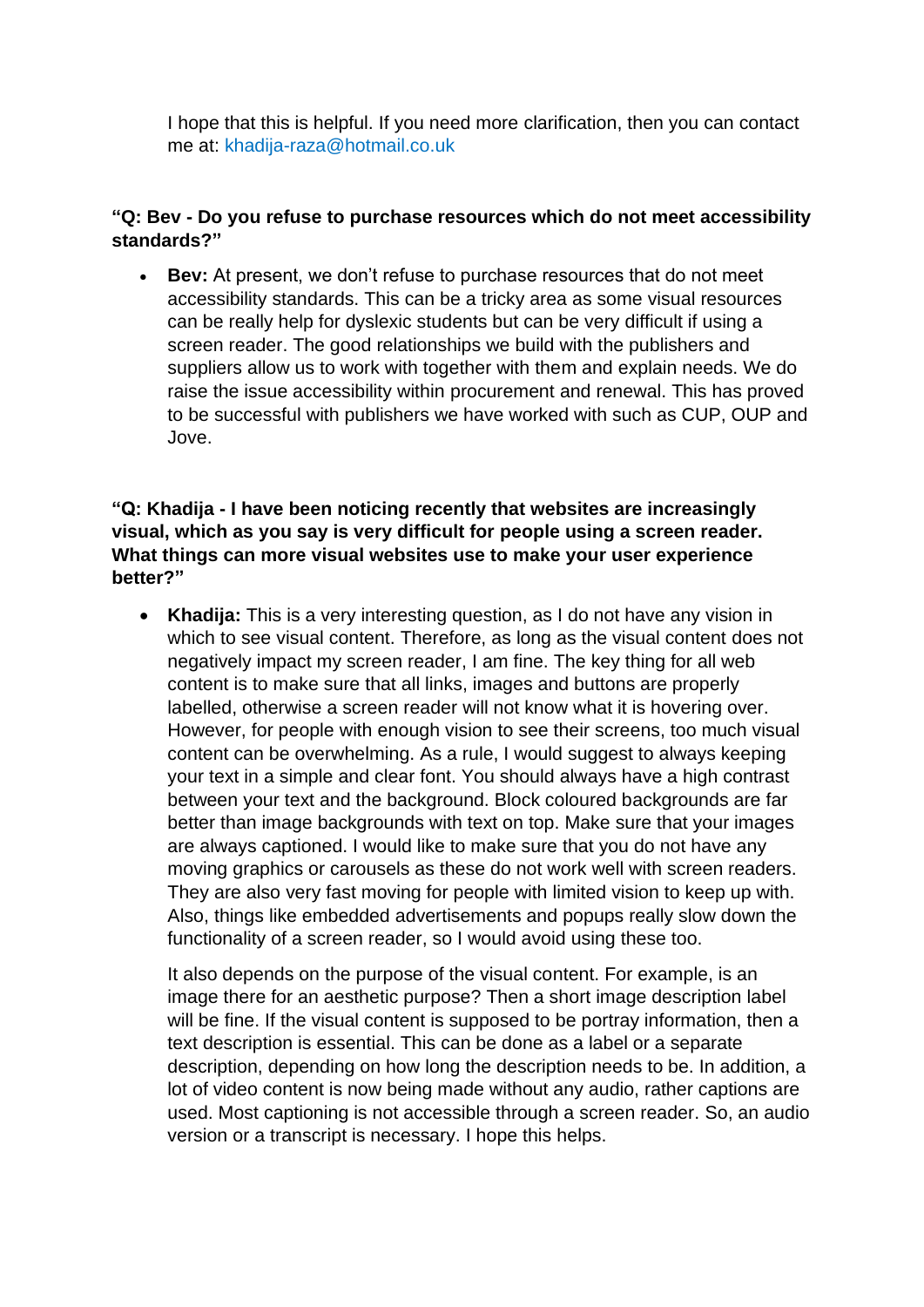I hope that this is helpful. If you need more clarification, then you can contact me at: khadija-raza@hotmail.co.uk

**"Q: Bev - Do you refuse to purchase resources which do not meet accessibility standards?"**

- **Bev:** At present, we don't refuse to purchase resources that do not meet accessibility standards. This can be a tricky area as some visual resources can be really help for dyslexic students but can be very difficult if using a screen reader. The good relationships we build with the publishers and suppliers allow us to work with together with them and explain needs. We do raise the issue accessibility within procurement and renewal. This has proved to be successful with publishers we have worked with such as CUP, OUP and Jove.

**"Q: Khadija - I have been noticing recently that websites are increasingly visual, which as you say is very difficult for people using a screen reader. What things can more visual websites use to make your user experience better?"**

- **Khadija:** This is a very interesting question, as I do not have any vision in which to see visual content. Therefore, as long as the visual content does not negatively impact my screen reader, I am fine. The key thing for all web content is to make sure that all links, images and buttons are properly labelled, otherwise a screen reader will not know what it is hovering over. However, for people with enough vision to see their screens, too much visual content can be overwhelming. As a rule, I would suggest to always keeping your text in a simple and clear font. You should always have a high contrast between your text and the background. Block coloured backgrounds are far better than image backgrounds with text on top. Make sure that your images are always captioned. I would like to make sure that you do not have any moving graphics or carousels as these do not work well with screen readers. They are also very fast moving for people with limited vision to keep up with. Also, things like embedded advertisements and popups really slow down the functionality of a screen reader, so I would avoid using these too.

  It also depends on the purpose of the visual content. For example, is an image there for an aesthetic purpose? Then a short image description label will be fine. If the visual content is supposed to be portray information, then a text description is essential. This can be done as a label or a separate description, depending on how long the description needs to be. In addition, a lot of video content is now being made without any audio, rather captions are used. Most captioning is not accessible through a screen reader. So, an audio version or a transcript is necessary. I hope this helps.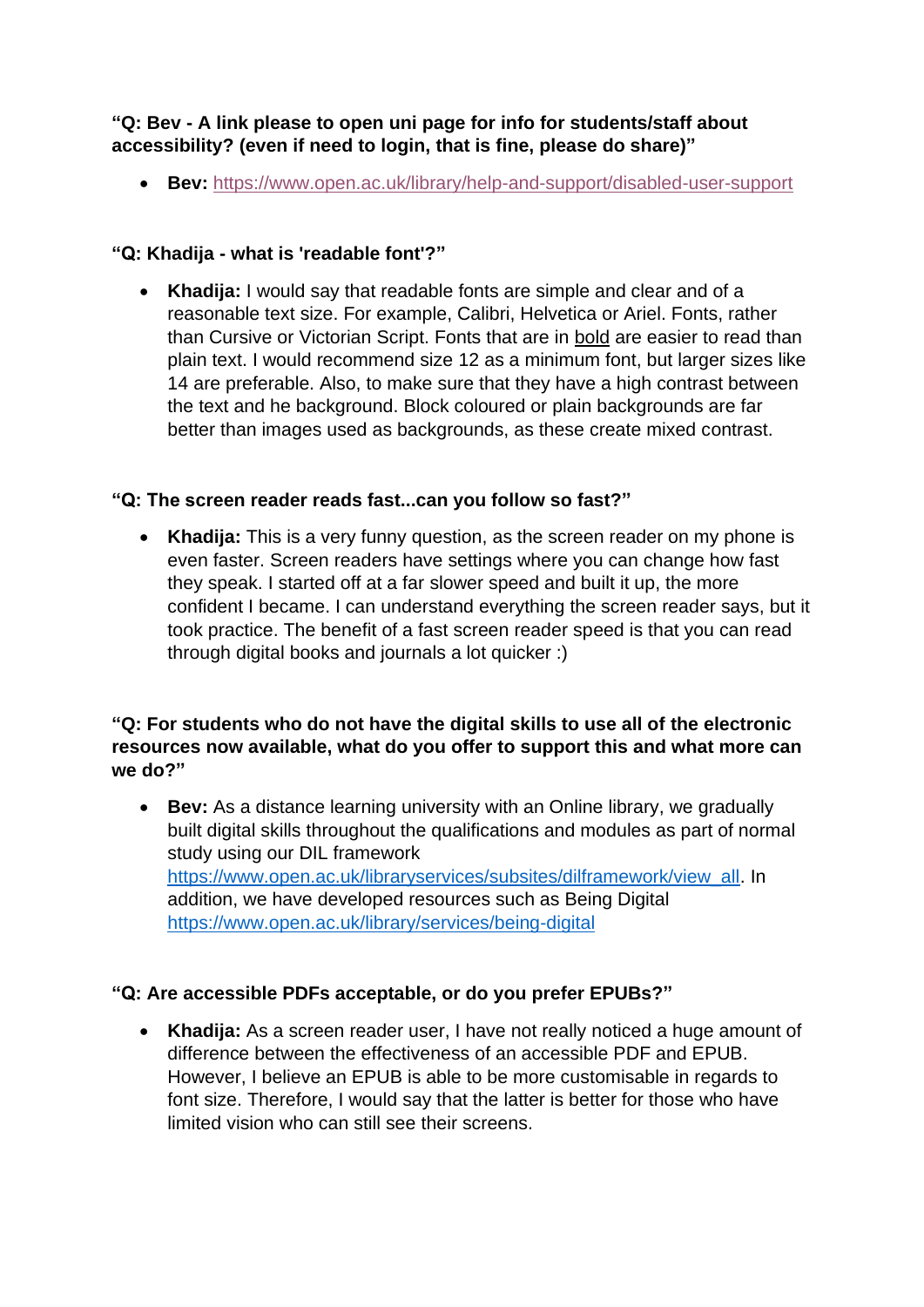**“Q: Bev - A link please to open uni page for info for students/staff about accessibility? (even if need to login, that is fine, please do share)”**

- **Bev:** https://www.open.ac.uk/library/help-and-support/disabled-user-support

**“Q: Khadija - what is 'readable font'?”**

- **Khadija:** I would say that readable fonts are simple and clear and of a reasonable text size. For example, Calibri, Helvetica or Ariel. Fonts, rather than Cursive or Victorian Script. Fonts that are in **bold** are easier to read than plain text. I would recommend size 12 as a minimum font, but larger sizes like 14 are preferable. Also, to make sure that they have a high contrast between the text and he background. Block coloured or plain backgrounds are far better than images used as backgrounds, as these create mixed contrast.

**“Q: The screen reader reads fast...can you follow so fast?”**

- **Khadija:** This is a very funny question, as the screen reader on my phone is even faster. Screen readers have settings where you can change how fast they speak. I started off at a far slower speed and built it up, the more confident I became. I can understand everything the screen reader says, but it took practice. The benefit of a fast screen reader speed is that you can read through digital books and journals a lot quicker :)

**“Q: For students who do not have the digital skills to use all of the electronic resources now available, what do you offer to support this and what more can we do?”**

- **Bev:** As a distance learning university with an Online library, we gradually built digital skills throughout the qualifications and modules as part of normal study using our DIL framework https://www.open.ac.uk/libraryservices/subsites/dilframework/view_all. In addition, we have developed resources such as Being Digital https://www.open.ac.uk/library/services/being-digital

**“Q: Are accessible PDFs acceptable, or do you prefer EPUBs?”**

- **Khadija:** As a screen reader user, I have not really noticed a huge amount of difference between the effectiveness of an accessible PDF and EPUB. However, I believe an EPUB is able to be more customisable in regards to font size. Therefore, I would say that the latter is better for those who have limited vision who can still see their screens.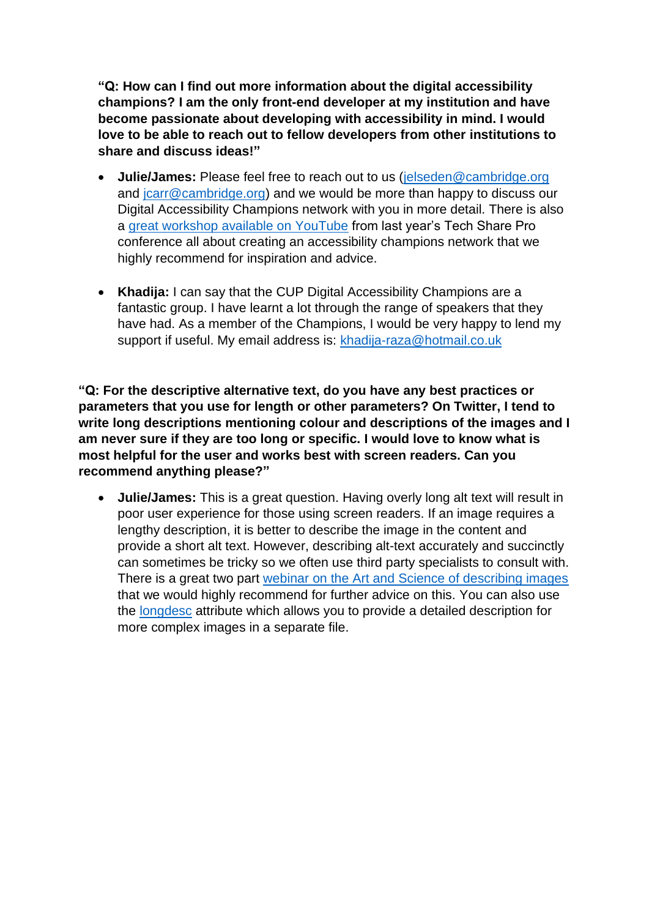**"Q: How can I find out more information about the digital accessibility champions? I am the only front-end developer at my institution and have become passionate about developing with accessibility in mind. I would love to be able to reach out to fellow developers from other institutions to share and discuss ideas!"**

- **Julie/James:** Please feel free to reach out to us (jelseden@cambridge.org and jcarr@cambridge.org) and we would be more than happy to discuss our Digital Accessibility Champions network with you in more detail. There is also a great workshop available on YouTube from last year's Tech Share Pro conference all about creating an accessibility champions network that we highly recommend for inspiration and advice.

- **Khadija:** I can say that the CUP Digital Accessibility Champions are a fantastic group. I have learnt a lot through the range of speakers that they have had. As a member of the Champions, I would be very happy to lend my support if useful. My email address is: khadija-raza@hotmail.co.uk

**"Q: For the descriptive alternative text, do you have any best practices or parameters that you use for length or other parameters? On Twitter, I tend to write long descriptions mentioning colour and descriptions of the images and I am never sure if they are too long or specific. I would love to know what is most helpful for the user and works best with screen readers. Can you recommend anything please?"**

- **Julie/James:** This is a great question. Having overly long alt text will result in poor user experience for those using screen readers. If an image requires a lengthy description, it is better to describe the image in the content and provide a short alt text. However, describing alt-text accurately and succinctly can sometimes be tricky so we often use third party specialists to consult with. There is a great two part webinar on the Art and Science of describing images that we would highly recommend for further advice on this. You can also use the longdesc attribute which allows you to provide a detailed description for more complex images in a separate file.